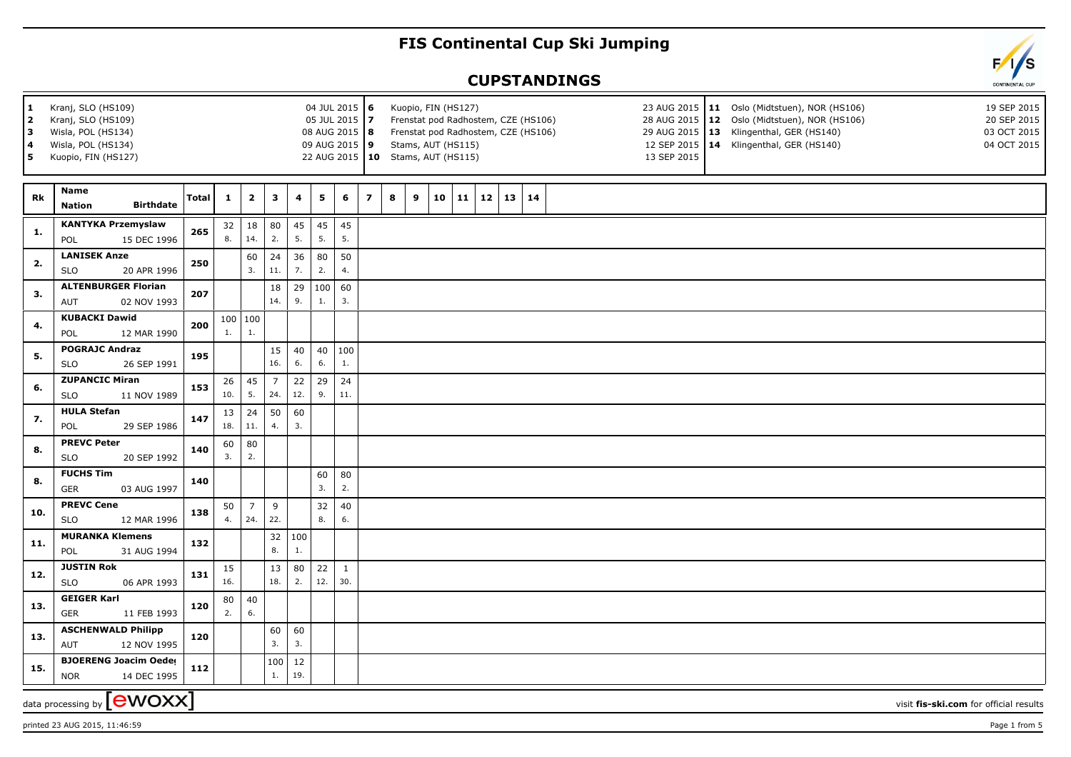# FIS Continental Cup Ski Jumping

## CUPSTANDINGS

| | | | | | | | |
|---|---|---|---|---|---|---|---|
| **1** | Kranj, SLO (HS109) | 04 JUL 2015 | **6** | Kuopio, FIN (HS127) | 23 AUG 2015 | **11** | Oslo (Midtstuen), NOR (HS106) | 19 SEP 2015 |
| **2** | Kranj, SLO (HS109) | 05 JUL 2015 | **7** | Frenstat pod Radhostem, CZE (HS106) | 28 AUG 2015 | **12** | Oslo (Midtstuen), NOR (HS106) | 20 SEP 2015 |
| **3** | Wisla, POL (HS134) | 08 AUG 2015 | **8** | Frenstat pod Radhostem, CZE (HS106) | 29 AUG 2015 | **13** | Klingenthal, GER (HS140) | 03 OCT 2015 |
| **4** | Wisla, POL (HS134) | 09 AUG 2015 | **9** | Stams, AUT (HS115) | 12 SEP 2015 | **14** | Klingenthal, GER (HS140) | 04 OCT 2015 |
| **5** | Kuopio, FIN (HS127) | 22 AUG 2015 | **10** | Stams, AUT (HS115) | 13 SEP 2015 | | | |

| Rk | Name / Nation | Birthdate | Total | 1 | 2 | 3 | 4 | 5 | 6 | 7 | 8 | 9 | 10 | 11 | 12 | 13 | 14 |
|---|---|---|---|---|---|---|---|---|---|---|---|---|---|---|---|---|---|
| 1. | **KANTYKA Przemyslaw** POL | 15 DEC 1996 | 265 | 32 8. | 18 14. | 80 2. | 45 5. | 45 5. | 45 5. | | | | | | | | |
| 2. | **LANISEK Anze** SLO | 20 APR 1996 | 250 | | 60 3. | 24 11. | 36 7. | 80 2. | 50 4. | | | | | | | | |
| 3. | **ALTENBURGER Florian** AUT | 02 NOV 1993 | 207 | | | 18 14. | 29 9. | 100 1. | 60 3. | | | | | | | | |
| 4. | **KUBACKI Dawid** POL | 12 MAR 1990 | 200 | 100 1. | 100 1. | | | | | | | | | | | | |
| 5. | **POGRAJC Andraz** SLO | 26 SEP 1991 | 195 | | | 15 16. | 40 6. | 40 6. | 100 1. | | | | | | | | |
| 6. | **ZUPANCIC Miran** SLO | 11 NOV 1989 | 153 | 26 10. | 45 5. | 7 24. | 22 12. | 29 9. | 24 11. | | | | | | | | |
| 7. | **HULA Stefan** POL | 29 SEP 1986 | 147 | 13 18. | 24 11. | 50 4. | 60 3. | | | | | | | | | | |
| 8. | **PREVC Peter** SLO | 20 SEP 1992 | 140 | 60 3. | 80 2. | | | | | | | | | | | | |
| 8. | **FUCHS Tim** GER | 03 AUG 1997 | 140 | | | | | 60 3. | 80 2. | | | | | | | | |
| 10. | **PREVC Cene** SLO | 12 MAR 1996 | 138 | 50 4. | 7 24. | 9 22. | | 32 8. | 40 6. | | | | | | | | |
| 11. | **MURANKA Klemens** POL | 31 AUG 1994 | 132 | | | 32 8. | 100 1. | | | | | | | | | | |
| 12. | **JUSTIN Rok** SLO | 06 APR 1993 | 131 | 15 16. | | 13 18. | 80 2. | 22 12. | 1 30. | | | | | | | | |
| 13. | **GEIGER Karl** GER | 11 FEB 1993 | 120 | 80 2. | 40 6. | | | | | | | | | | | | |
| 13. | **ASCHENWALD Philipp** AUT | 12 NOV 1995 | 120 | | | 60 3. | 60 3. | | | | | | | | | | |
| 15. | **BJOERENG Joacim Oeder** NOR | 14 DEC 1995 | 112 | | | 100 1. | 12 19. | | | | | | | | | | |

data processing by [ewoxx]

visit **fis-ski.com** for official results

printed 23 AUG 2015, 11:46:59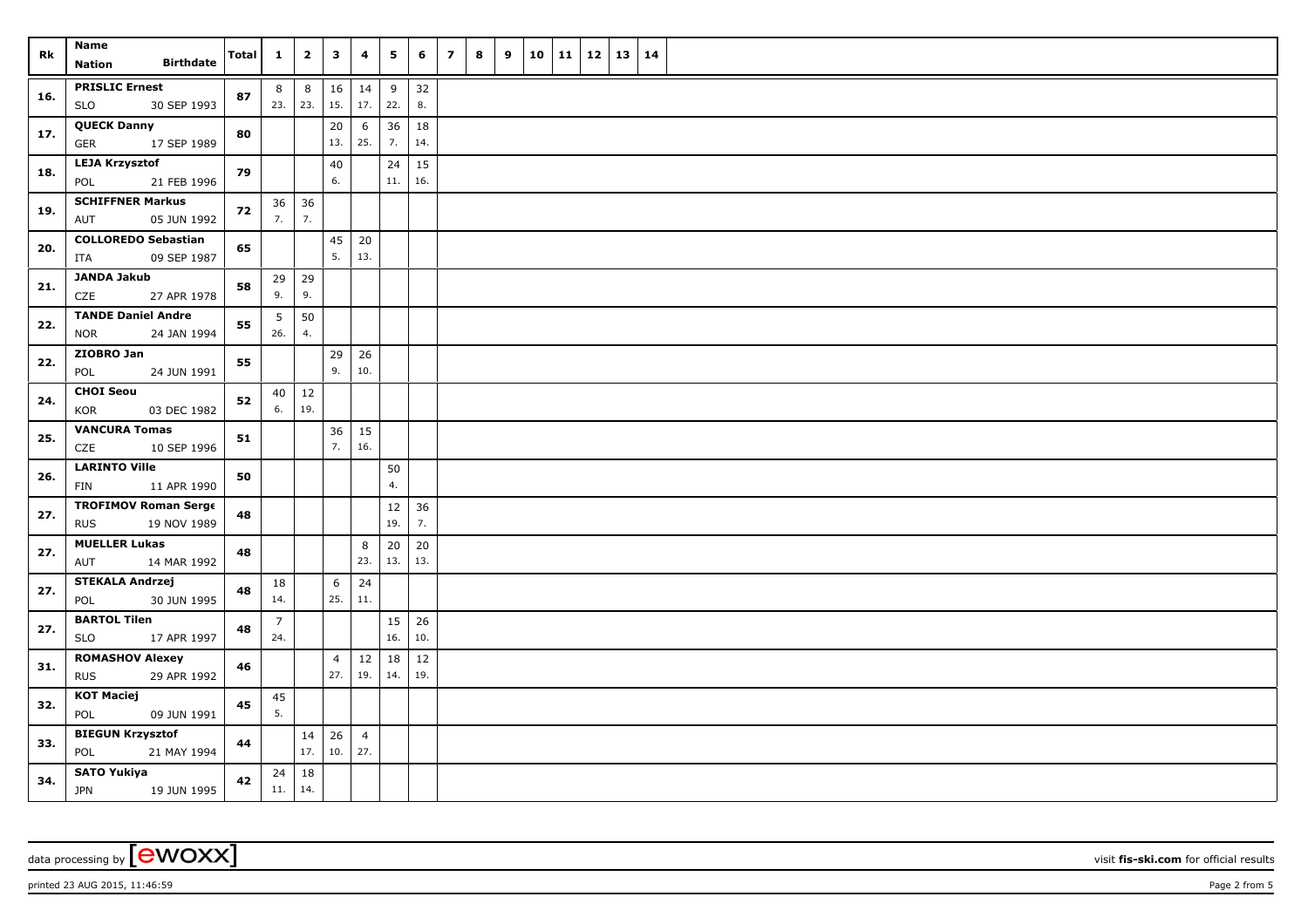| Rk | Name<br>Nation Birthdate | Total | 1 | 2 | 3 | 4 | 5 | 6 | 7 | 8 | 9 | 10 | 11 | 12 | 13 | 14 |
|---|---|---|---|---|---|---|---|---|---|---|---|---|---|---|---|---|
| 16. | PRISLIC Ernest<br>SLO 30 SEP 1993 | 87 | 8<br>23. | 8<br>23. | 16<br>15. | 14<br>17. | 9<br>22. | 32<br>8. | | | | | | | | |
| 17. | QUECK Danny<br>GER 17 SEP 1989 | 80 | | | 20<br>13. | 6<br>25. | 36<br>7. | 18<br>14. | | | | | | | | |
| 18. | LEJA Krzysztof<br>POL 21 FEB 1996 | 79 | | | 40<br>6. | | 24<br>11. | 15<br>16. | | | | | | | | |
| 19. | SCHIFFNER Markus<br>AUT 05 JUN 1992 | 72 | 36<br>7. | 36<br>7. | | | | | | | | | | | | |
| 20. | COLLOREDO Sebastian<br>ITA 09 SEP 1987 | 65 | | | 45<br>5. | 20<br>13. | | | | | | | | | | |
| 21. | JANDA Jakub<br>CZE 27 APR 1978 | 58 | 29<br>9. | 29<br>9. | | | | | | | | | | | | |
| 22. | TANDE Daniel Andre<br>NOR 24 JAN 1994 | 55 | 5<br>26. | 50<br>4. | | | | | | | | | | | | |
| 22. | ZIOBRO Jan<br>POL 24 JUN 1991 | 55 | | | 29<br>9. | 26<br>10. | | | | | | | | | | |
| 24. | CHOI Seou<br>KOR 03 DEC 1982 | 52 | 40<br>6. | 12<br>19. | | | | | | | | | | | | |
| 25. | VANCURA Tomas<br>CZE 10 SEP 1996 | 51 | | | 36<br>7. | 15<br>16. | | | | | | | | | | |
| 26. | LARINTO Ville<br>FIN 11 APR 1990 | 50 | | | | | 50<br>4. | | | | | | | | | |
| 27. | TROFIMOV Roman Serge<br>RUS 19 NOV 1989 | 48 | | | | | 12<br>19. | 36<br>7. | | | | | | | | |
| 27. | MUELLER Lukas<br>AUT 14 MAR 1992 | 48 | | | | 8<br>23. | 20<br>13. | 20<br>13. | | | | | | | | |
| 27. | STEKALA Andrzej<br>POL 30 JUN 1995 | 48 | 18<br>14. | | 6<br>25. | 24<br>11. | | | | | | | | | | |
| 27. | BARTOL Tilen<br>SLO 17 APR 1997 | 48 | 7<br>24. | | | | 15<br>16. | 26<br>10. | | | | | | | | |
| 31. | ROMASHOV Alexey<br>RUS 29 APR 1992 | 46 | | | 4<br>27. | 12<br>19. | 18<br>14. | 12<br>19. | | | | | | | | |
| 32. | KOT Maciej<br>POL 09 JUN 1991 | 45 | 45<br>5. | | | | | | | | | | | | | |
| 33. | BIEGUN Krzysztof<br>POL 21 MAY 1994 | 44 | | 14<br>17. | 26<br>10. | 4<br>27. | | | | | | | | | | |
| 34. | SATO Yukiya<br>JPN 19 JUN 1995 | 42 | 24<br>11. | 18<br>14. | | | | | | | | | | | | |

data processing by [ewoxx] visit **fis-ski.com** for official results

printed 23 AUG 2015, 11:46:59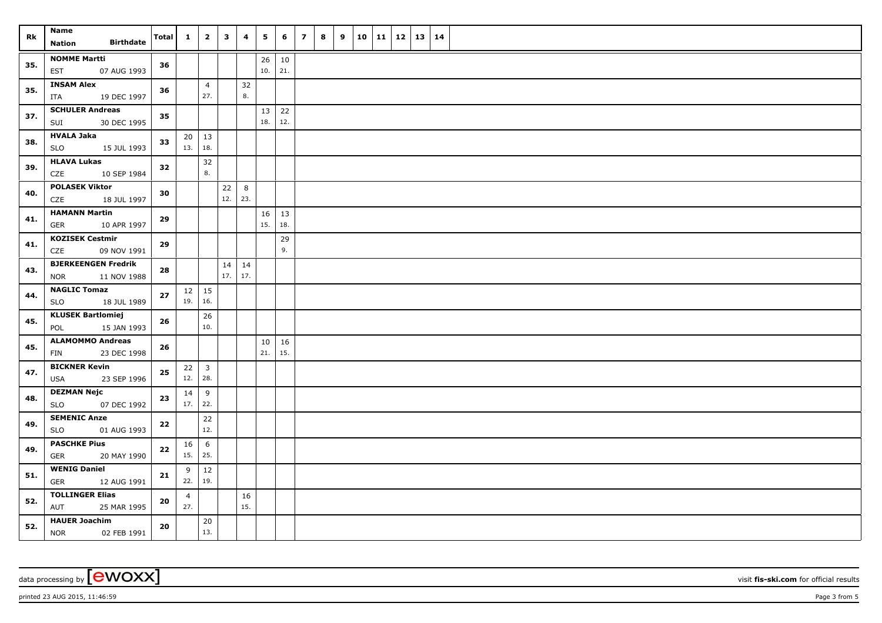| Rk | Name Nation | Birthdate | Total | 1 | 2 | 3 | 4 | 5 | 6 | 7 | 8 | 9 | 10 | 11 | 12 | 13 | 14 |
|---|---|---|---|---|---|---|---|---|---|---|---|---|---|---|---|---|---|
| 35. | NOMME Martti EST | 07 AUG 1993 | 36 | | | | | 26 10. | 10 21. | | | | | | | | |
| 35. | INSAM Alex ITA | 19 DEC 1997 | 36 | | 4 27. | | 32 8. | | | | | | | | | | |
| 37. | SCHULER Andreas SUI | 30 DEC 1995 | 35 | | | | | 13 18. | 22 12. | | | | | | | | |
| 38. | HVALA Jaka SLO | 15 JUL 1993 | 33 | 20 13. | 13 18. | | | | | | | | | | | | |
| 39. | HLAVA Lukas CZE | 10 SEP 1984 | 32 | | 32 8. | | | | | | | | | | | | |
| 40. | POLASEK Viktor CZE | 18 JUL 1997 | 30 | | | 22 12. | 8 23. | | | | | | | | | | |
| 41. | HAMANN Martin GER | 10 APR 1997 | 29 | | | | | 16 15. | 13 18. | | | | | | | | |
| 41. | KOZISEK Cestmir CZE | 09 NOV 1991 | 29 | | | | | | 29 9. | | | | | | | | |
| 43. | BJERKEENGEN Fredrik NOR | 11 NOV 1988 | 28 | | | 14 17. | 14 17. | | | | | | | | | | |
| 44. | NAGLIC Tomaz SLO | 18 JUL 1989 | 27 | 12 19. | 15 16. | | | | | | | | | | | | |
| 45. | KLUSEK Bartlomiej POL | 15 JAN 1993 | 26 | | 26 10. | | | | | | | | | | | | |
| 45. | ALAMOMMO Andreas FIN | 23 DEC 1998 | 26 | | | | | 10 21. | 16 15. | | | | | | | | |
| 47. | BICKNER Kevin USA | 23 SEP 1996 | 25 | 22 12. | 3 28. | | | | | | | | | | | | |
| 48. | DEZMAN Nejc SLO | 07 DEC 1992 | 23 | 14 17. | 9 22. | | | | | | | | | | | | |
| 49. | SEMENIC Anze SLO | 01 AUG 1993 | 22 | | 22 12. | | | | | | | | | | | | |
| 49. | PASCHKE Pius GER | 20 MAY 1990 | 22 | 16 15. | 6 25. | | | | | | | | | | | | |
| 51. | WENIG Daniel GER | 12 AUG 1991 | 21 | 9 22. | 12 19. | | | | | | | | | | | | |
| 52. | TOLLINGER Elias AUT | 25 MAR 1995 | 20 | 4 27. | | | 16 15. | | | | | | | | | | |
| 52. | HAUER Joachim NOR | 02 FEB 1991 | 20 | | 20 13. | | | | | | | | | | | | |

data processing by [ewoxx] visit fis-ski.com for official results

printed 23 AUG 2015, 11:46:59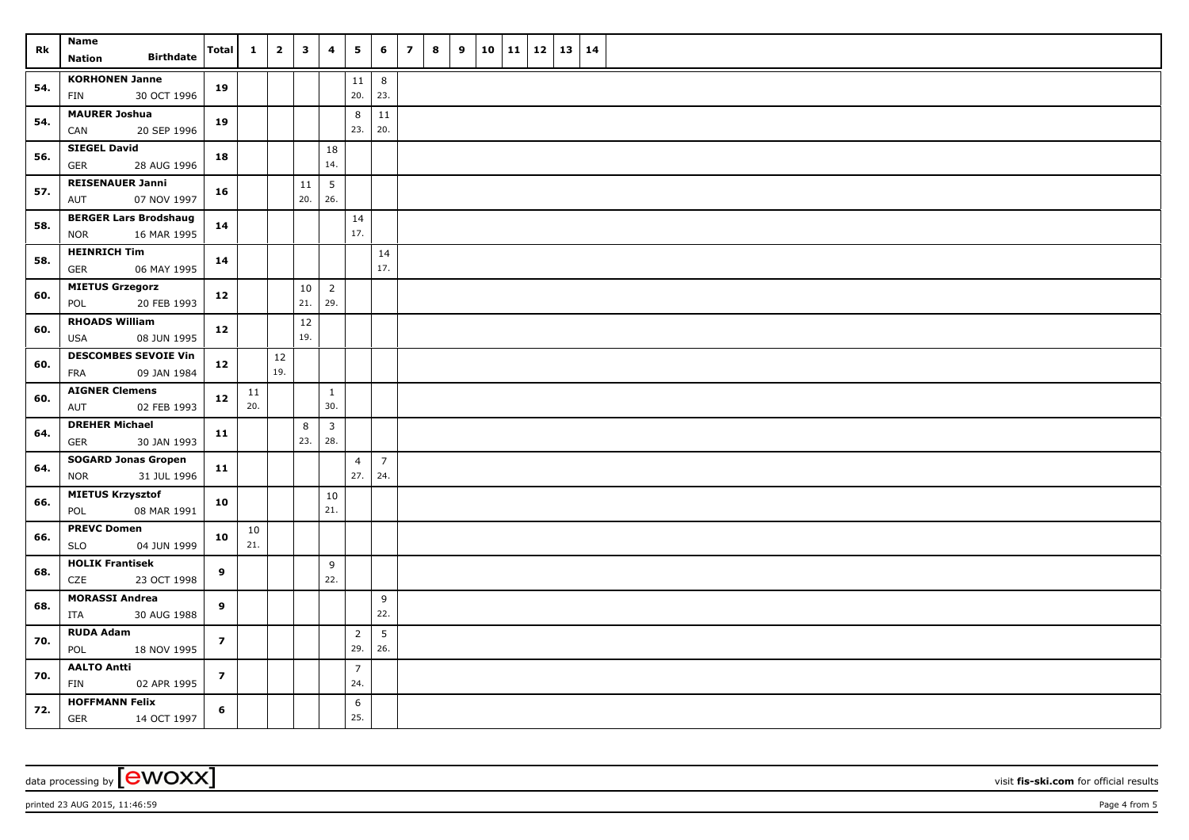| Rk | Name<br>Nation Birthdate | Total | 1 | 2 | 3 | 4 | 5 | 6 | 7 | 8 | 9 | 10 | 11 | 12 | 13 | 14 |
|---|---|---|---|---|---|---|---|---|---|---|---|---|---|---|---|---|
| 54. | **KORHONEN Janne**<br>FIN 30 OCT 1996 | **19** | | | | | 11<br>20. | 8<br>23. | | | | | | | | |
| 54. | **MAURER Joshua**<br>CAN 20 SEP 1996 | **19** | | | | | 8<br>23. | 11<br>20. | | | | | | | | |
| 56. | **SIEGEL David**<br>GER 28 AUG 1996 | **18** | | | | 18<br>14. | | | | | | | | | | |
| 57. | **REISENAUER Janni**<br>AUT 07 NOV 1997 | **16** | | | 11<br>20. | 5<br>26. | | | | | | | | | | |
| 58. | **BERGER Lars Brodshaug**<br>NOR 16 MAR 1995 | **14** | | | | | 14<br>17. | | | | | | | | | |
| 58. | **HEINRICH Tim**<br>GER 06 MAY 1995 | **14** | | | | | | 14<br>17. | | | | | | | | |
| 60. | **MIETUS Grzegorz**<br>POL 20 FEB 1993 | **12** | | | 10<br>21. | 2<br>29. | | | | | | | | | | |
| 60. | **RHOADS William**<br>USA 08 JUN 1995 | **12** | | | 12<br>19. | | | | | | | | | | | |
| 60. | **DESCOMBES SEVOIE Vin**<br>FRA 09 JAN 1984 | **12** | | 12<br>19. | | | | | | | | | | | | |
| 60. | **AIGNER Clemens**<br>AUT 02 FEB 1993 | **12** | 11<br>20. | | | 1<br>30. | | | | | | | | | | |
| 64. | **DREHER Michael**<br>GER 30 JAN 1993 | **11** | | | 8<br>23. | 3<br>28. | | | | | | | | | | |
| 64. | **SOGARD Jonas Gropen**<br>NOR 31 JUL 1996 | **11** | | | | | 4<br>27. | 7<br>24. | | | | | | | | |
| 66. | **MIETUS Krzysztof**<br>POL 08 MAR 1991 | **10** | | | | 10<br>21. | | | | | | | | | | |
| 66. | **PREVC Domen**<br>SLO 04 JUN 1999 | **10** | 10<br>21. | | | | | | | | | | | | | |
| 68. | **HOLIK Frantisek**<br>CZE 23 OCT 1998 | **9** | | | | 9<br>22. | | | | | | | | | | |
| 68. | **MORASSI Andrea**<br>ITA 30 AUG 1988 | **9** | | | | | | 9<br>22. | | | | | | | | |
| 70. | **RUDA Adam**<br>POL 18 NOV 1995 | **7** | | | | | 2<br>29. | 5<br>26. | | | | | | | | |
| 70. | **AALTO Antti**<br>FIN 02 APR 1995 | **7** | | | | | 7<br>24. | | | | | | | | | |
| 72. | **HOFFMANN Felix**<br>GER 14 OCT 1997 | **6** | | | | | 6<br>25. | | | | | | | | | |

data processing by **ewoxx** visit **fis-ski.com** for official results

printed 23 AUG 2015, 11:46:59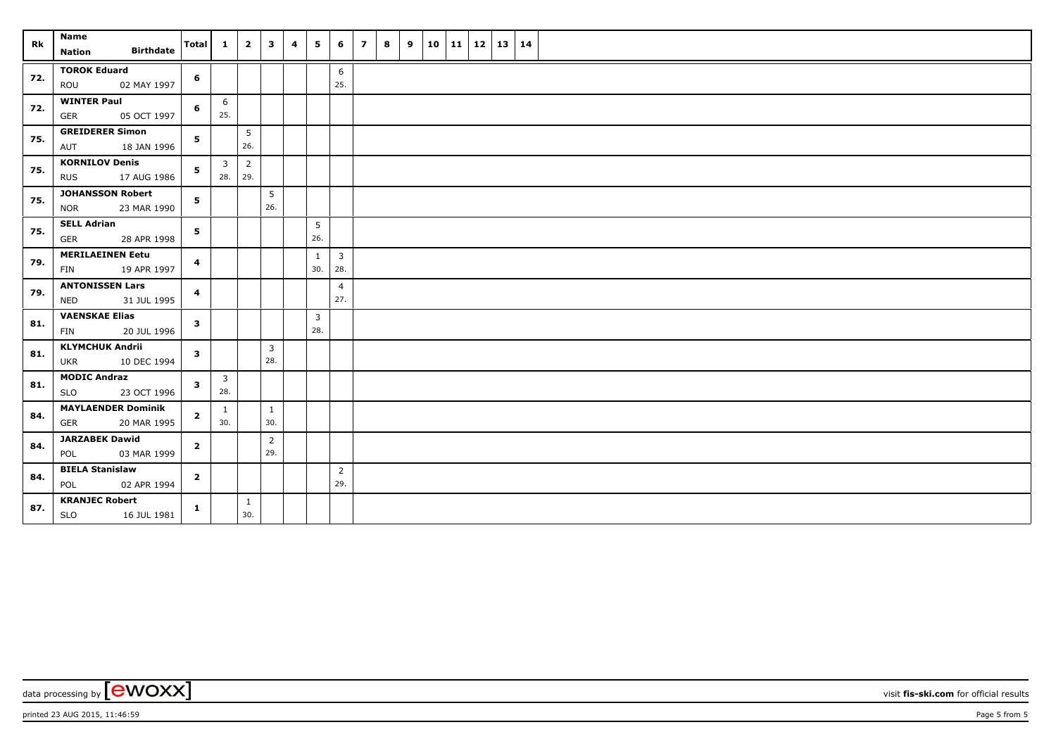| Rk | Name<br>Nation Birthdate | Total | 1 | 2 | 3 | 4 | 5 | 6 | 7 | 8 | 9 | 10 | 11 | 12 | 13 | 14 |
|---|---|---|---|---|---|---|---|---|---|---|---|---|---|---|---|---|
| 72. | **TOROK Eduard**<br>ROU 02 MAY 1997 | **6** | | | | | | 6<br>25. | | | | | | | | |
| 72. | **WINTER Paul**<br>GER 05 OCT 1997 | **6** | 6<br>25. | | | | | | | | | | | | | |
| 75. | **GREIDERER Simon**<br>AUT 18 JAN 1996 | **5** | | 5<br>26. | | | | | | | | | | | | |
| 75. | **KORNILOV Denis**<br>RUS 17 AUG 1986 | **5** | 3<br>28. | 2<br>29. | | | | | | | | | | | | |
| 75. | **JOHANSSON Robert**<br>NOR 23 MAR 1990 | **5** | | | 5<br>26. | | | | | | | | | | | |
| 75. | **SELL Adrian**<br>GER 28 APR 1998 | **5** | | | | | 5<br>26. | | | | | | | | | |
| 79. | **MERILAEINEN Eetu**<br>FIN 19 APR 1997 | **4** | | | | | 1<br>30. | 3<br>28. | | | | | | | | |
| 79. | **ANTONISSEN Lars**<br>NED 31 JUL 1995 | **4** | | | | | | 4<br>27. | | | | | | | | |
| 81. | **VAENSKAE Elias**<br>FIN 20 JUL 1996 | **3** | | | | | 3<br>28. | | | | | | | | | |
| 81. | **KLYMCHUK Andrii**<br>UKR 10 DEC 1994 | **3** | | | 3<br>28. | | | | | | | | | | | |
| 81. | **MODIC Andraz**<br>SLO 23 OCT 1996 | **3** | 3<br>28. | | | | | | | | | | | | | |
| 84. | **MAYLAENDER Dominik**<br>GER 20 MAR 1995 | **2** | 1<br>30. | | 1<br>30. | | | | | | | | | | | |
| 84. | **JARZABEK Dawid**<br>POL 03 MAR 1999 | **2** | | | 2<br>29. | | | | | | | | | | | |
| 84. | **BIELA Stanislaw**<br>POL 02 APR 1994 | **2** | | | | | | 2<br>29. | | | | | | | | |
| 87. | **KRANJEC Robert**<br>SLO 16 JUL 1981 | **1** | | 1<br>30. | | | | | | | | | | | | |

data processing by [ewoxx]

visit **fis-ski.com** for official results

printed 23 AUG 2015, 11:46:59